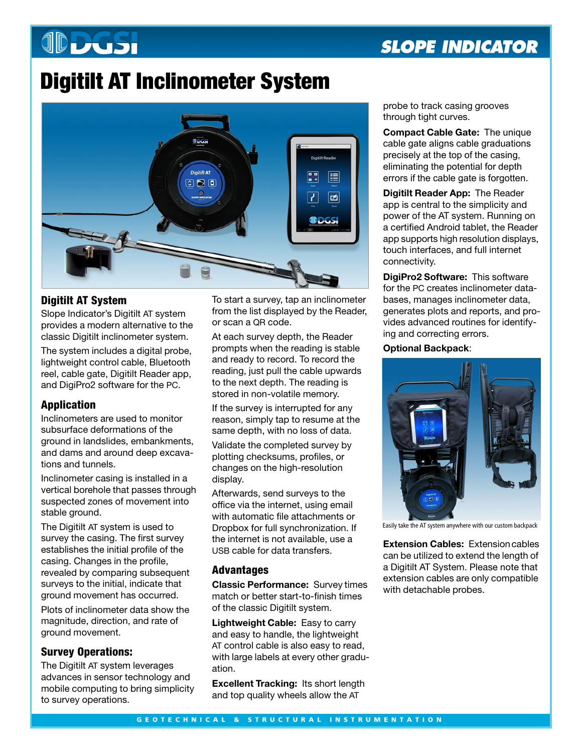# Digitilt AT Inclinometer System

## Digitilt AT System

Slope Indicator's Digitilt AT system provides a modern alternative to the classic Digitilt inclinometer system.

The system includes a digital probe, lightweight control cable, Bluetooth reel, cable gate, Digitilt Reader app, and DigiPro2 software for the PC.

## Application

Inclinometers are used to monitor subsurface deformations of the ground in landslides, embankments, and dams and around deep excavations and tunnels.

Inclinometer casing is installed in a vertical borehole that passes through suspected zones of movement into stable ground.

The Digitilt AT system is used to survey the casing. The first survey establishes the initial profile of the casing. Changes in the profile, revealed by comparing subsequent surveys to the initial, indicate that ground movement has occurred.

Plots of inclinometer data show the magnitude, direction, and rate of ground movement.

## Survey Operations:

The Digitilt AT system leverages advances in sensor technology and mobile computing to bring simplicity to survey operations.

To start a survey, tap an inclinometer from the list displayed by the Reader, or scan a QR code.

At each survey depth, the Reader prompts when the reading is stable and ready to record. To record the reading, just pull the cable upwards to the next depth. The reading is stored in non-volatile memory.

If the survey is interrupted for any reason, simply tap to resume at the same depth, with no loss of data.

Validate the completed survey by plotting checksums, profiles, or changes on the high-resolution display.

Afterwards, send surveys to the office via the internet, using email with automatic file attachments or Dropbox for full synchronization. If the internet is not available, use a USB cable for data transfers.

## Advantages

**Classic Performance:** Survey times match or better start-to-finish times of the classic Digitilt system.

**Lightweight Cable:** Easy to carry and easy to handle, the lightweight AT control cable is also easy to read, with large labels at every other graduation.

**Excellent Tracking:** Its short length and top quality wheels allow the AT probe to track casing grooves through tight curves.

**Compact Cable Gate:** The unique cable gate aligns cable graduations precisely at the top of the casing, eliminating the potential for depth errors if the cable gate is forgotten.

**Digitilt Reader App:** The Reader app is central to the simplicity and power of the AT system. Running on a certified Android tablet, the Reader app supports high resolution displays, touch interfaces, and full internet connectivity.

**DigiPro2 Software:** This software for the PC creates inclinometer databases, manages inclinometer data, generates plots and reports, and provides advanced routines for identifying and correcting errors.

**Optional Backpack**:

Easily take the AT system anywhere with our custom backpack

**Extension Cables:** Extension cables can be utilized to extend the length of a Digitilt AT System. Please note that extension cables are only compatible with detachable probes.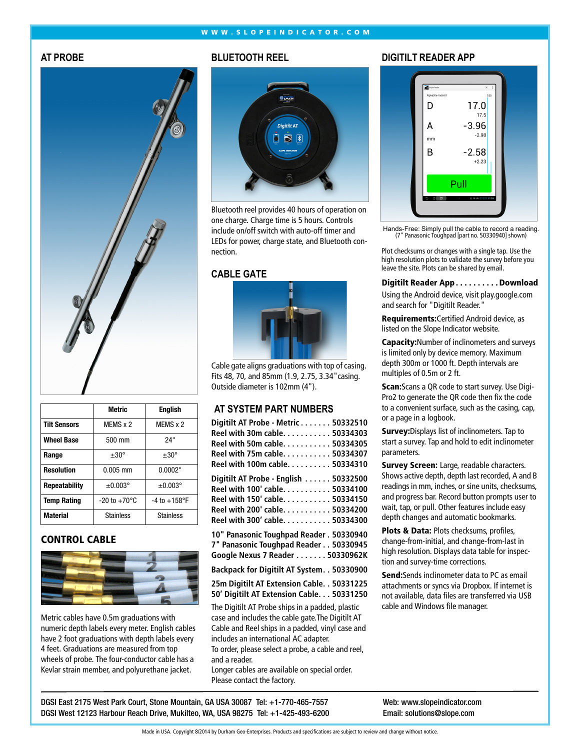## AT PROBE

| | Metric | English |
|---|---|---|
| Tilt Sensors | MEMS x 2 | MEMS x 2 |
| Wheel Base | 500 mm | 24" |
| Range | ±30° | ±30° |
| Resolution | 0.005 mm | 0.0002" |
| Repeatability | ±0.003° | ±0.003° |
| Temp Rating | -20 to +70°C | -4 to +158°F |
| Material | Stainless | Stainless |

## CONTROL CABLE

Metric cables have 0.5m graduations with numeric depth labels every meter. English cables have 2 foot graduations with depth labels every 4 feet. Graduations are measured from top wheels of probe. The four-conductor cable has a Kevlar strain member, and polyurethane jacket.

## BLUETOOTH REEL

Bluetooth reel provides 40 hours of operation on one charge. Charge time is 5 hours. Controls include on/off switch with auto-off timer and LEDs for power, charge state, and Bluetooth connection.

## CABLE GATE

Cable gate aligns graduations with top of casing. Fits 48, 70, and 85mm (1.9, 2.75, 3.34" casing. Outside diameter is 102mm (4").

## AT SYSTEM PART NUMBERS

**Digitilt AT Probe - Metric . . . . . . . 50332510**
**Reel with 30m cable. . . . . . . . . . . 50334303**
**Reel with 50m cable. . . . . . . . . . . 50334305**
**Reel with 75m cable. . . . . . . . . . . 50334307**
**Reel with 100m cable. . . . . . . . . . 50334310**

**Digitilt AT Probe - English . . . . . . 50332500**
**Reel with 100' cable. . . . . . . . . . . 50334100**
**Reel with 150' cable. . . . . . . . . . . 50334150**
**Reel with 200' cable. . . . . . . . . . . 50334200**
**Reel with 300' cable. . . . . . . . . . . 50334300**

**10" Panasonic Toughpad Reader . 50330940**
**7" Panasonic Toughpad Reader . . 50330945**
**Google Nexus 7 Reader . . . . . . . 50330962K**

**Backpack for Digitilt AT System. . 50330900**

**25m Digitilt AT Extension Cable. . 50331225**
**50' Digitilt AT Extension Cable. . . 50331250**

The Digitilt AT Probe ships in a padded, plastic case and includes the cable gate.The Digitilt AT Cable and Reel ships in a padded, vinyl case and includes an international AC adapter.
To order, please select a probe, a cable and reel, and a reader.
Longer cables are available on special order. Please contact the factory.

## DIGITILT READER APP

Hands-Free: Simply pull the cable to record a reading.
(7" Panasonic Toughpad [part no. 50330940] shown)

Plot checksums or changes with a single tap. Use the high resolution plots to validate the survey before you leave the site. Plots can be shared by email.

**Digitilt Reader App . . . . . . . . . . Download**
Using the Android device, visit play.google.com and search for "Digitilt Reader."

**Requirements:** Certified Android device, as listed on the Slope Indicator website.

**Capacity:** Number of inclinometers and surveys is limited only by device memory. Maximum depth 300m or 1000 ft. Depth intervals are multiples of 0.5m or 2 ft.

**Scan:** Scans a QR code to start survey. Use DigiPro2 to generate the QR code then fix the code to a convenient surface, such as the casing, cap, or a page in a logbook.

**Survey:** Displays list of inclinometers. Tap to start a survey. Tap and hold to edit inclinometer parameters.

**Survey Screen:** Large, readable characters. Shows active depth, depth last recorded, A and B readings in mm, inches, or sine units, checksums, and progress bar. Record button prompts user to wait, tap, or pull. Other features include easy depth changes and automatic bookmarks.

**Plots & Data:** Plots checksums, profiles, change-from-initial, and change-from-last in high resolution. Displays data table for inspection and survey-time corrections.

**Send:** Sends inclinometer data to PC as email attachments or syncs via Dropbox. If internet is not available, data files are transferred via USB cable and Windows file manager.

DGSI East 2175 West Park Court, Stone Mountain, GA USA 30087 Tel: +1-770-465-7557
DGSI West 12123 Harbour Reach Drive, Mukilteo, WA, USA 98275 Tel: +1-425-493-6200
Web: www.slopeindicator.com
Email: solutions@slope.com

Made in USA. Copyright 8/2014 by Durham Geo-Enterprises. Products and specifications are subject to review and change without notice.